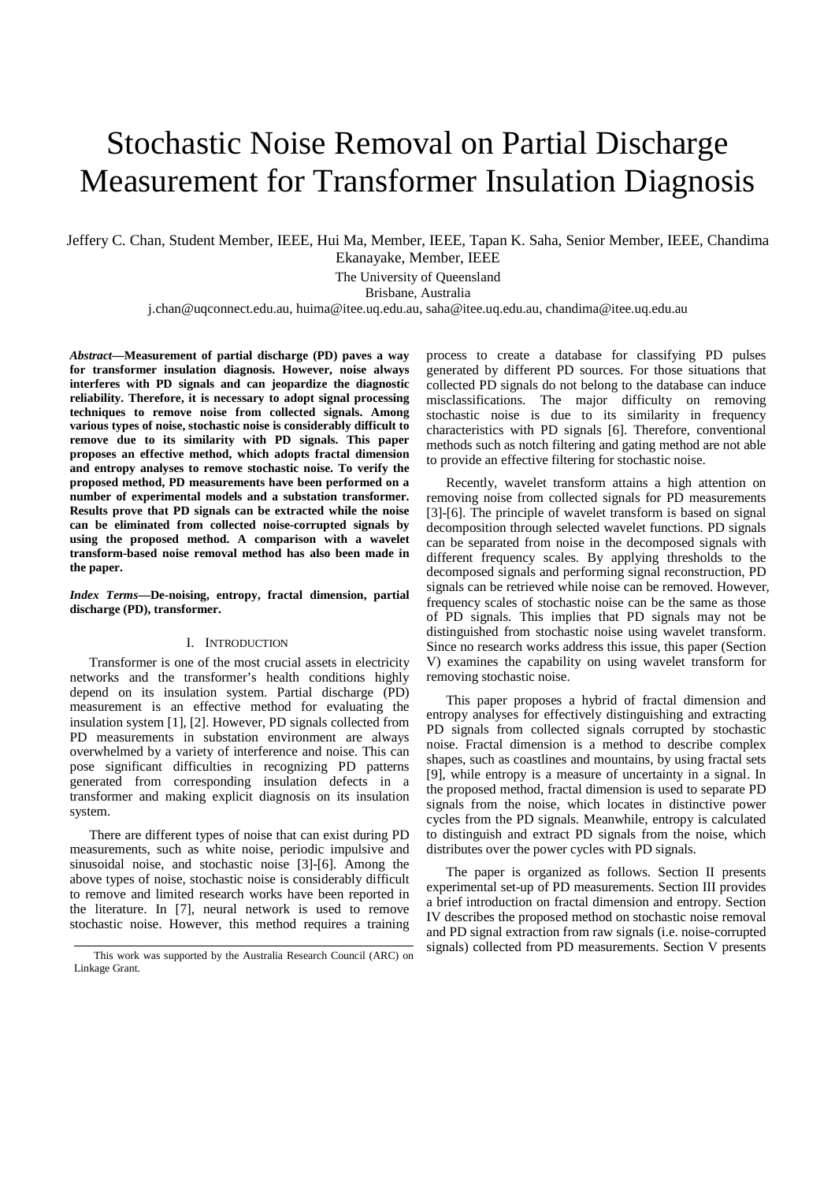# Stochastic Noise Removal on Partial Discharge Measurement for Transformer Insulation Diagnosis

Jeffery C. Chan, Student Member, IEEE, Hui Ma, Member, IEEE, Tapan K. Saha, Senior Member, IEEE, Chandima Ekanayake, Member, IEEE

The University of Queensland

Brisbane, Australia

j.chan@uqconnect.edu.au, huima@itee.uq.edu.au, saha@itee.uq.edu.au, chandima@itee.uq.edu.au

***Abstract*—Measurement of partial discharge (PD) paves a way for transformer insulation diagnosis. However, noise always interferes with PD signals and can jeopardize the diagnostic reliability. Therefore, it is necessary to adopt signal processing techniques to remove noise from collected signals. Among various types of noise, stochastic noise is considerably difficult to remove due to its similarity with PD signals. This paper proposes an effective method, which adopts fractal dimension and entropy analyses to remove stochastic noise. To verify the proposed method, PD measurements have been performed on a number of experimental models and a substation transformer. Results prove that PD signals can be extracted while the noise can be eliminated from collected noise-corrupted signals by using the proposed method. A comparison with a wavelet transform-based noise removal method has also been made in the paper.**

***Index Terms*—De-noising, entropy, fractal dimension, partial discharge (PD), transformer.**

## I. Introduction

Transformer is one of the most crucial assets in electricity networks and the transformer's health conditions highly depend on its insulation system. Partial discharge (PD) measurement is an effective method for evaluating the insulation system [1], [2]. However, PD signals collected from PD measurements in substation environment are always overwhelmed by a variety of interference and noise. This can pose significant difficulties in recognizing PD patterns generated from corresponding insulation defects in a transformer and making explicit diagnosis on its insulation system.

There are different types of noise that can exist during PD measurements, such as white noise, periodic impulsive and sinusoidal noise, and stochastic noise [3]-[6]. Among the above types of noise, stochastic noise is considerably difficult to remove and limited research works have been reported in the literature. In [7], neural network is used to remove stochastic noise. However, this method requires a training process to create a database for classifying PD pulses generated by different PD sources. For those situations that collected PD signals do not belong to the database can induce misclassifications. The major difficulty on removing stochastic noise is due to its similarity in frequency characteristics with PD signals [6]. Therefore, conventional methods such as notch filtering and gating method are not able to provide an effective filtering for stochastic noise.

Recently, wavelet transform attains a high attention on removing noise from collected signals for PD measurements [3]-[6]. The principle of wavelet transform is based on signal decomposition through selected wavelet functions. PD signals can be separated from noise in the decomposed signals with different frequency scales. By applying thresholds to the decomposed signals and performing signal reconstruction, PD signals can be retrieved while noise can be removed. However, frequency scales of stochastic noise can be the same as those of PD signals. This implies that PD signals may not be distinguished from stochastic noise using wavelet transform. Since no research works address this issue, this paper (Section V) examines the capability on using wavelet transform for removing stochastic noise.

This paper proposes a hybrid of fractal dimension and entropy analyses for effectively distinguishing and extracting PD signals from collected signals corrupted by stochastic noise. Fractal dimension is a method to describe complex shapes, such as coastlines and mountains, by using fractal sets [9], while entropy is a measure of uncertainty in a signal. In the proposed method, fractal dimension is used to separate PD signals from the noise, which locates in distinctive power cycles from the PD signals. Meanwhile, entropy is calculated to distinguish and extract PD signals from the noise, which distributes over the power cycles with PD signals.

The paper is organized as follows. Section II presents experimental set-up of PD measurements. Section III provides a brief introduction on fractal dimension and entropy. Section IV describes the proposed method on stochastic noise removal and PD signal extraction from raw signals (i.e. noise-corrupted signals) collected from PD measurements. Section V presents

This work was supported by the Australia Research Council (ARC) on Linkage Grant.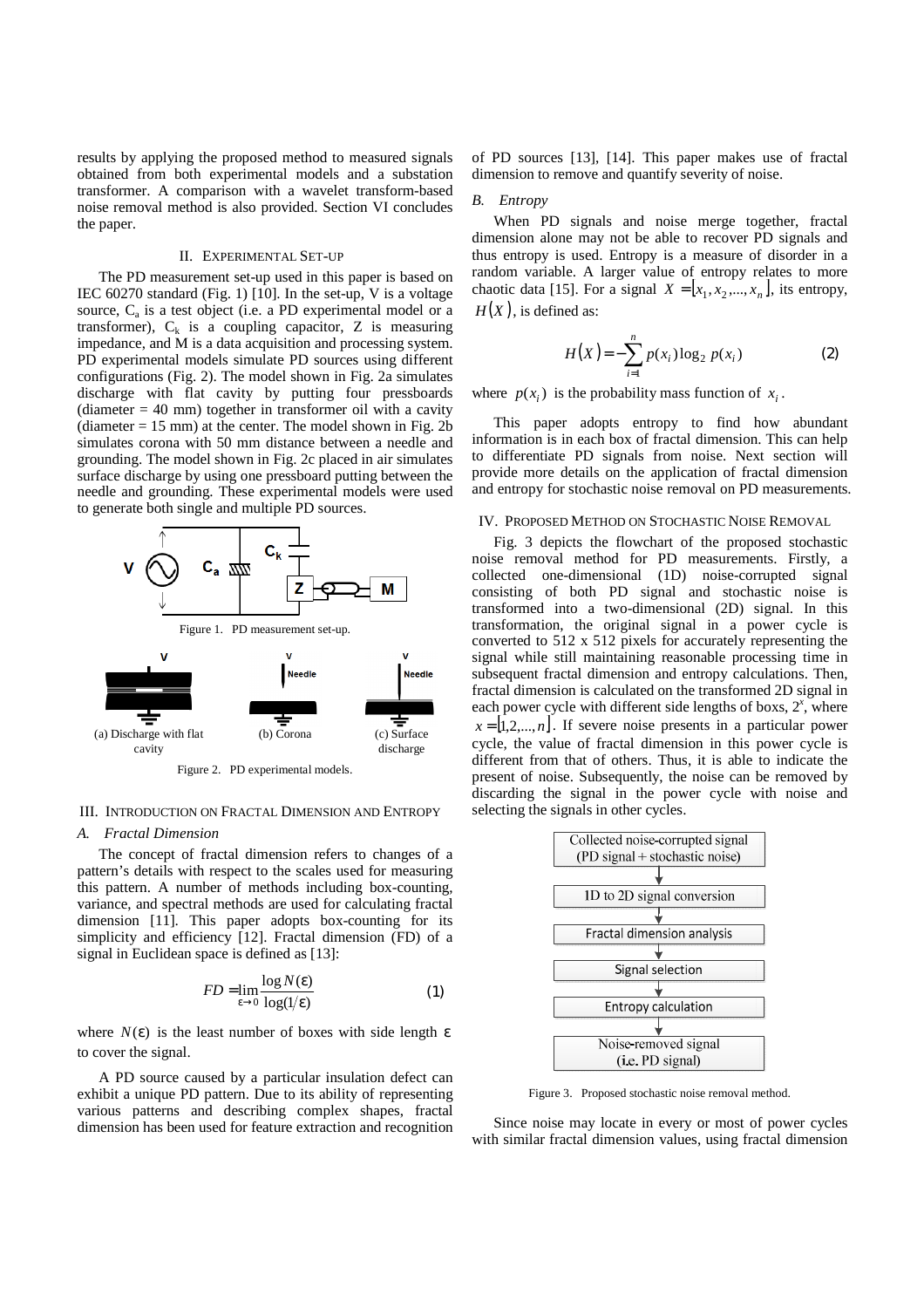results by applying the proposed method to measured signals obtained from both experimental models and a substation transformer. A comparison with a wavelet transform-based noise removal method is also provided. Section VI concludes the paper.

## II. Experimental Set-up

The PD measurement set-up used in this paper is based on IEC 60270 standard (Fig. 1) [10]. In the set-up, V is a voltage source, $C_a$ is a test object (i.e. a PD experimental model or a transformer), $C_k$ is a coupling capacitor, Z is measuring impedance, and M is a data acquisition and processing system. PD experimental models simulate PD sources using different configurations (Fig. 2). The model shown in Fig. 2a simulates discharge with flat cavity by putting four pressboards (diameter = 40 mm) together in transformer oil with a cavity (diameter = 15 mm) at the center. The model shown in Fig. 2b simulates corona with 50 mm distance between a needle and grounding. The model shown in Fig. 2c placed in air simulates surface discharge by using one pressboard putting between the needle and grounding. These experimental models were used to generate both single and multiple PD sources.

Figure 1. PD measurement set-up.

(a) Discharge with flat cavity (b) Corona (c) Surface discharge

Figure 2. PD experimental models.

## III. Introduction on Fractal Dimension and Entropy

### A. Fractal Dimension

The concept of fractal dimension refers to changes of a pattern's details with respect to the scales used for measuring this pattern. A number of methods including box-counting, variance, and spectral methods are used for calculating fractal dimension [11]. This paper adopts box-counting for its simplicity and efficiency [12]. Fractal dimension (FD) of a signal in Euclidean space is defined as [13]:

$$FD = \lim_{\varepsilon \to 0} \frac{\log N(\varepsilon)}{\log(1/\varepsilon)} \tag{1}$$

where $N(\varepsilon)$ is the least number of boxes with side length $\varepsilon$ to cover the signal.

A PD source caused by a particular insulation defect can exhibit a unique PD pattern. Due to its ability of representing various patterns and describing complex shapes, fractal dimension has been used for feature extraction and recognition of PD sources [13], [14]. This paper makes use of fractal dimension to remove and quantify severity of noise.

### B. Entropy

When PD signals and noise merge together, fractal dimension alone may not be able to recover PD signals and thus entropy is used. Entropy is a measure of disorder in a random variable. A larger value of entropy relates to more chaotic data [15]. For a signal $X = [x_1, x_2, ..., x_n]$, its entropy, $H(X)$, is defined as:

$$H(X) = -\sum_{i=1}^{n} p(x_i) \log_2 p(x_i) \tag{2}$$

where $p(x_i)$ is the probability mass function of $x_i$.

This paper adopts entropy to find how abundant information is in each box of fractal dimension. This can help to differentiate PD signals from noise. Next section will provide more details on the application of fractal dimension and entropy for stochastic noise removal on PD measurements.

## IV. Proposed Method on Stochastic Noise Removal

Fig. 3 depicts the flowchart of the proposed stochastic noise removal method for PD measurements. Firstly, a collected one-dimensional (1D) noise-corrupted signal consisting of both PD signal and stochastic noise is transformed into a two-dimensional (2D) signal. In this transformation, the original signal in a power cycle is converted to 512 x 512 pixels for accurately representing the signal while still maintaining reasonable processing time in subsequent fractal dimension and entropy calculations. Then, fractal dimension is calculated on the transformed 2D signal in each power cycle with different side lengths of boxs, $2^x$, where $x = [1, 2, ..., n]$. If severe noise presents in a particular power cycle, the value of fractal dimension in this power cycle is different from that of others. Thus, it is able to indicate the present of noise. Subsequently, the noise can be removed by discarding the signal in the power cycle with noise and selecting the signals in other cycles.

Collected noise-corrupted signal (PD signal + stochastic noise) → 1D to 2D signal conversion → Fractal dimension analysis → Signal selection → Entropy calculation → Noise-removed signal (i.e. PD signal)

Figure 3. Proposed stochastic noise removal method.

Since noise may locate in every or most of power cycles with similar fractal dimension values, using fractal dimension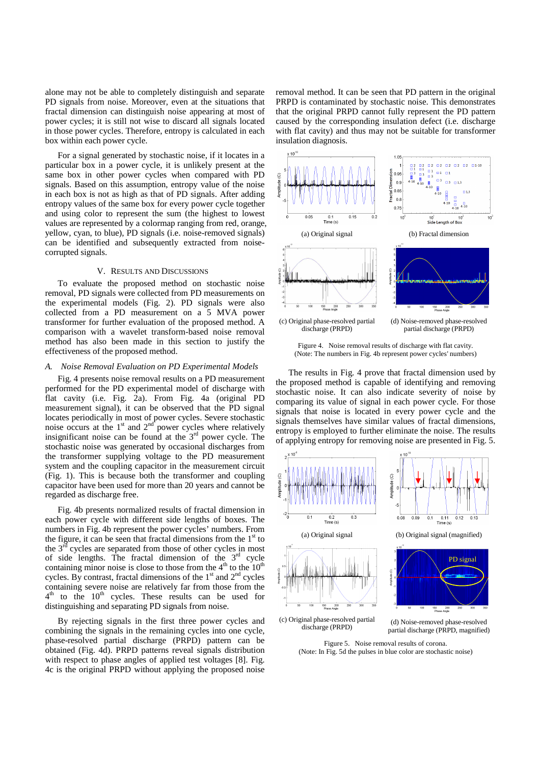alone may not be able to completely distinguish and separate PD signals from noise. Moreover, even at the situations that fractal dimension can distinguish noise appearing at most of power cycles; it is still not wise to discard all signals located in those power cycles. Therefore, entropy is calculated in each box within each power cycle.

For a signal generated by stochastic noise, if it locates in a particular box in a power cycle, it is unlikely present at the same box in other power cycles when compared with PD signals. Based on this assumption, entropy value of the noise in each box is not as high as that of PD signals. After adding entropy values of the same box for every power cycle together and using color to represent the sum (the highest to lowest values are represented by a colormap ranging from red, orange, yellow, cyan, to blue), PD signals (i.e. noise-removed signals) can be identified and subsequently extracted from noise-corrupted signals.

## V. Results and Discussions

To evaluate the proposed method on stochastic noise removal, PD signals were collected from PD measurements on the experimental models (Fig. 2). PD signals were also collected from a PD measurement on a 5 MVA power transformer for further evaluation of the proposed method. A comparison with a wavelet transform-based noise removal method has also been made in this section to justify the effectiveness of the proposed method.

### *A. Noise Removal Evaluation on PD Experimental Models*

Fig. 4 presents noise removal results on a PD measurement performed for the PD experimental model of discharge with flat cavity (i.e. Fig. 2a). From Fig. 4a (original PD measurement signal), it can be observed that the PD signal locates periodically in most of power cycles. Severe stochastic noise occurs at the 1st and 2nd power cycles where relatively insignificant noise can be found at the 3rd power cycle. The stochastic noise was generated by occasional discharges from the transformer supplying voltage to the PD measurement system and the coupling capacitor in the measurement circuit (Fig. 1). This is because both the transformer and coupling capacitor have been used for more than 20 years and cannot be regarded as discharge free.

Fig. 4b presents normalized results of fractal dimension in each power cycle with different side lengths of boxes. The numbers in Fig. 4b represent the power cycles' numbers. From the figure, it can be seen that fractal dimensions from the 1st to the 3rd cycles are separated from those of other cycles in most of side lengths. The fractal dimension of the 3rd cycle containing minor noise is close to those from the 4th to the 10th cycles. By contrast, fractal dimensions of the 1st and 2nd cycles containing severe noise are relatively far from those from the 4th to the 10th cycles. These results can be used for distinguishing and separating PD signals from noise.

By rejecting signals in the first three power cycles and combining the signals in the remaining cycles into one cycle, phase-resolved partial discharge (PRPD) pattern can be obtained (Fig. 4d). PRPD patterns reveal signals distribution with respect to phase angles of applied test voltages [8]. Fig. 4c is the original PRPD without applying the proposed noise removal method. It can be seen that PD pattern in the original PRPD is contaminated by stochastic noise. This demonstrates that the original PRPD cannot fully represent the PD pattern caused by the corresponding insulation defect (i.e. discharge with flat cavity) and thus may not be suitable for transformer insulation diagnosis.

(a) Original signal

(b) Fractal dimension

(c) Original phase-resolved partial discharge (PRPD)

(d) Noise-removed phase-resolved partial discharge (PRPD)

Figure 4. Noise removal results of discharge with flat cavity.
(Note: The numbers in Fig. 4b represent power cycles' numbers)

The results in Fig. 4 prove that fractal dimension used by the proposed method is capable of identifying and removing stochastic noise. It can also indicate severity of noise by comparing its value of signal in each power cycle. For those signals that noise is located in every power cycle and the signals themselves have similar values of fractal dimensions, entropy is employed to further eliminate the noise. The results of applying entropy for removing noise are presented in Fig. 5.

(a) Original signal

(b) Original signal (magnified)

(c) Original phase-resolved partial discharge (PRPD)

(d) Noise-removed phase-resolved partial discharge (PRPD, magnified)

Figure 5. Noise removal results of corona.
(Note: In Fig. 5d the pulses in blue color are stochastic noise)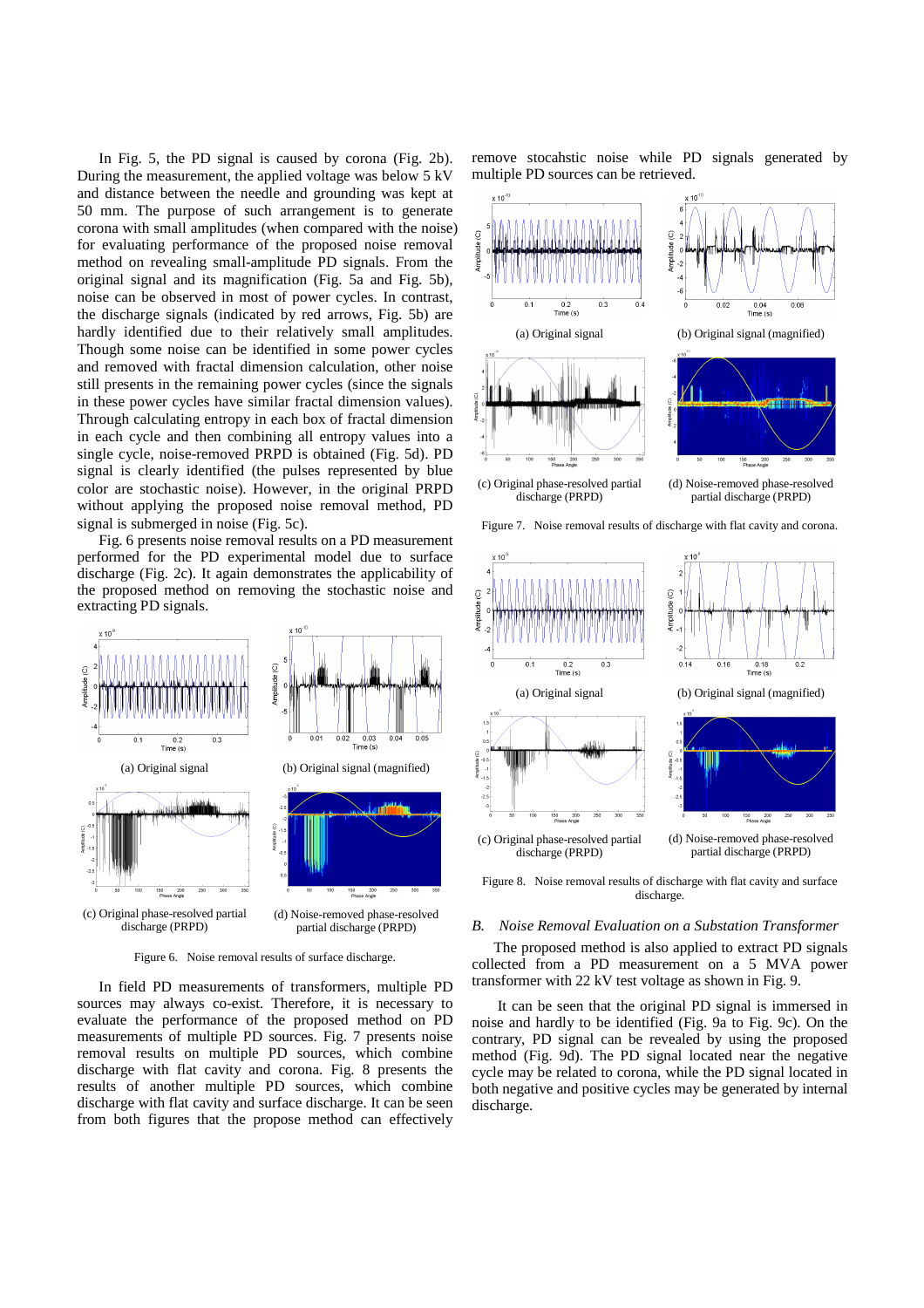In Fig. 5, the PD signal is caused by corona (Fig. 2b). During the measurement, the applied voltage was below 5 kV and distance between the needle and grounding was kept at 50 mm. The purpose of such arrangement is to generate corona with small amplitudes (when compared with the noise) for evaluating performance of the proposed noise removal method on revealing small-amplitude PD signals. From the original signal and its magnification (Fig. 5a and Fig. 5b), noise can be observed in most of power cycles. In contrast, the discharge signals (indicated by red arrows, Fig. 5b) are hardly identified due to their relatively small amplitudes. Though some noise can be identified in some power cycles and removed with fractal dimension calculation, other noise still presents in the remaining power cycles (since the signals in these power cycles have similar fractal dimension values). Through calculating entropy in each box of fractal dimension in each cycle and then combining all entropy values into a single cycle, noise-removed PRPD is obtained (Fig. 5d). PD signal is clearly identified (the pulses represented by blue color are stochastic noise). However, in the original PRPD without applying the proposed noise removal method, PD signal is submerged in noise (Fig. 5c).

Fig. 6 presents noise removal results on a PD measurement performed for the PD experimental model due to surface discharge (Fig. 2c). It again demonstrates the applicability of the proposed method on removing the stochastic noise and extracting PD signals.

(a) Original signal

(b) Original signal (magnified)

(c) Original phase-resolved partial discharge (PRPD)

(d) Noise-removed phase-resolved partial discharge (PRPD)

Figure 6. Noise removal results of surface discharge.

In field PD measurements of transformers, multiple PD sources may always co-exist. Therefore, it is necessary to evaluate the performance of the proposed method on PD measurements of multiple PD sources. Fig. 7 presents noise removal results on multiple PD sources, which combine discharge with flat cavity and corona. Fig. 8 presents the results of another multiple PD sources, which combine discharge with flat cavity and surface discharge. It can be seen from both figures that the propose method can effectively remove stocahstic noise while PD signals generated by multiple PD sources can be retrieved.

(a) Original signal

(b) Original signal (magnified)

(c) Original phase-resolved partial discharge (PRPD)

(d) Noise-removed phase-resolved partial discharge (PRPD)

Figure 7. Noise removal results of discharge with flat cavity and corona.

(a) Original signal

(b) Original signal (magnified)

(c) Original phase-resolved partial discharge (PRPD)

(d) Noise-removed phase-resolved partial discharge (PRPD)

Figure 8. Noise removal results of discharge with flat cavity and surface discharge.

### *B. Noise Removal Evaluation on a Substation Transformer*

The proposed method is also applied to extract PD signals collected from a PD measurement on a 5 MVA power transformer with 22 kV test voltage as shown in Fig. 9.

It can be seen that the original PD signal is immersed in noise and hardly to be identified (Fig. 9a to Fig. 9c). On the contrary, PD signal can be revealed by using the proposed method (Fig. 9d). The PD signal located near the negative cycle may be related to corona, while the PD signal located in both negative and positive cycles may be generated by internal discharge.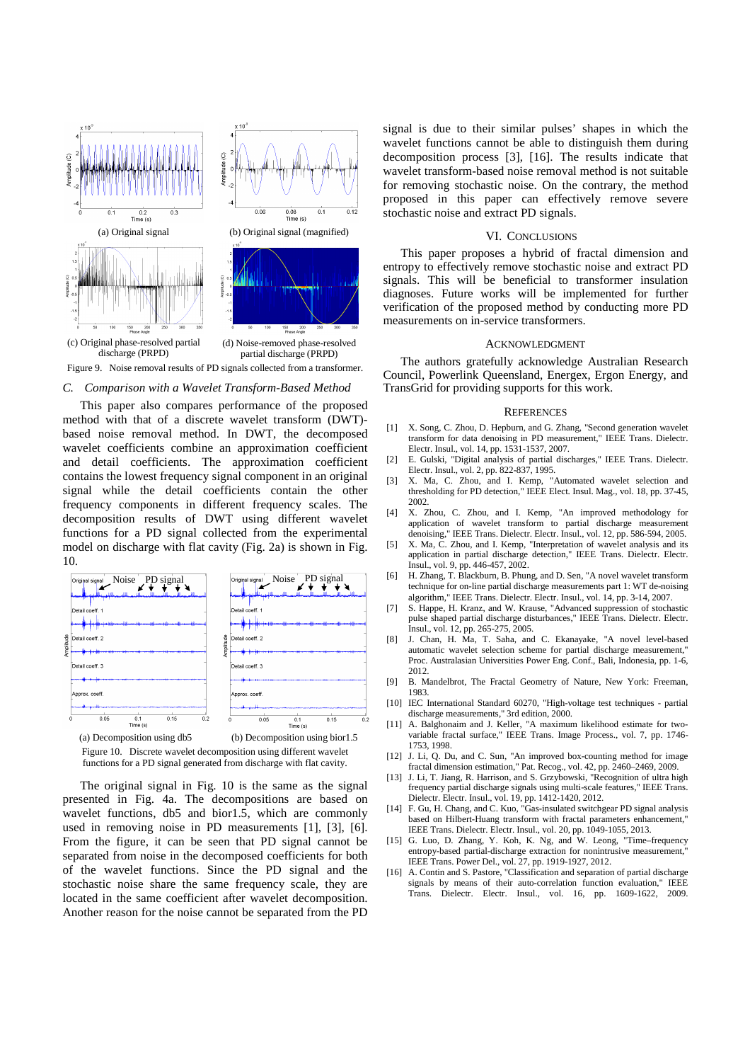(a) Original signal

(b) Original signal (magnified)

(c) Original phase-resolved partial discharge (PRPD)

(d) Noise-removed phase-resolved partial discharge (PRPD)

Figure 9. Noise removal results of PD signals collected from a transformer.

### *C. Comparison with a Wavelet Transform-Based Method*

This paper also compares performance of the proposed method with that of a discrete wavelet transform (DWT)-based noise removal method. In DWT, the decomposed wavelet coefficients combine an approximation coefficient and detail coefficients. The approximation coefficient contains the lowest frequency signal component in an original signal while the detail coefficients contain the other frequency components in different frequency scales. The decomposition results of DWT using different wavelet functions for a PD signal collected from the experimental model on discharge with flat cavity (Fig. 2a) is shown in Fig. 10.

(a) Decomposition using db5

(b) Decomposition using bior1.5

Figure 10. Discrete wavelet decomposition using different wavelet functions for a PD signal generated from discharge with flat cavity.

The original signal in Fig. 10 is the same as the signal presented in Fig. 4a. The decompositions are based on wavelet functions, db5 and bior1.5, which are commonly used in removing noise in PD measurements [1], [3], [6]. From the figure, it can be seen that PD signal cannot be separated from noise in the decomposed coefficients for both of the wavelet functions. Since the PD signal and the stochastic noise share the same frequency scale, they are located in the same coefficient after wavelet decomposition. Another reason for the noise cannot be separated from the PD signal is due to their similar pulses' shapes in which the wavelet functions cannot be able to distinguish them during decomposition process [3], [16]. The results indicate that wavelet transform-based noise removal method is not suitable for removing stochastic noise. On the contrary, the method proposed in this paper can effectively remove severe stochastic noise and extract PD signals.

## VI. Conclusions

This paper proposes a hybrid of fractal dimension and entropy to effectively remove stochastic noise and extract PD signals. This will be beneficial to transformer insulation diagnoses. Future works will be implemented for further verification of the proposed method by conducting more PD measurements on in-service transformers.

## Acknowledgment

The authors gratefully acknowledge Australian Research Council, Powerlink Queensland, Energex, Ergon Energy, and TransGrid for providing supports for this work.

## References

[1] X. Song, C. Zhou, D. Hepburn, and G. Zhang, "Second generation wavelet transform for data denoising in PD measurement," IEEE Trans. Dielectr. Electr. Insul., vol. 14, pp. 1531-1537, 2007.

[2] E. Gulski, "Digital analysis of partial discharges," IEEE Trans. Dielectr. Electr. Insul., vol. 2, pp. 822-837, 1995.

[3] X. Ma, C. Zhou, and I. Kemp, "Automated wavelet selection and thresholding for PD detection," IEEE Elect. Insul. Mag., vol. 18, pp. 37-45, 2002.

[4] X. Zhou, C. Zhou, and I. Kemp, "An improved methodology for application of wavelet transform to partial discharge measurement denoising," IEEE Trans. Dielectr. Electr. Insul., vol. 12, pp. 586-594, 2005.

[5] X. Ma, C. Zhou, and I. Kemp, "Interpretation of wavelet analysis and its application in partial discharge detection," IEEE Trans. Dielectr. Electr. Insul., vol. 9, pp. 446-457, 2002.

[6] H. Zhang, T. Blackburn, B. Phung, and D. Sen, "A novel wavelet transform technique for on-line partial discharge measurements part 1: WT de-noising algorithm," IEEE Trans. Dielectr. Electr. Insul., vol. 14, pp. 3-14, 2007.

[7] S. Happe, H. Kranz, and W. Krause, "Advanced suppression of stochastic pulse shaped partial discharge disturbances," IEEE Trans. Dielectr. Electr. Insul., vol. 12, pp. 265-275, 2005.

[8] J. Chan, H. Ma, T. Saha, and C. Ekanayake, "A novel level-based automatic wavelet selection scheme for partial discharge measurement," Proc. Australasian Universities Power Eng. Conf., Bali, Indonesia, pp. 1-6, 2012.

[9] B. Mandelbrot, The Fractal Geometry of Nature, New York: Freeman, 1983.

[10] IEC International Standard 60270, "High-voltage test techniques - partial discharge measurements," 3rd edition, 2000.

[11] A. Balghonaim and J. Keller, "A maximum likelihood estimate for two-variable fractal surface," IEEE Trans. Image Process., vol. 7, pp. 1746-1753, 1998.

[12] J. Li, Q. Du, and C. Sun, "An improved box-counting method for image fractal dimension estimation," Pat. Recog., vol. 42, pp. 2460–2469, 2009.

[13] J. Li, T. Jiang, R. Harrison, and S. Grzybowski, "Recognition of ultra high frequency partial discharge signals using multi-scale features," IEEE Trans. Dielectr. Electr. Insul., vol. 19, pp. 1412-1420, 2012.

[14] F. Gu, H. Chang, and C. Kuo, "Gas-insulated switchgear PD signal analysis based on Hilbert-Huang transform with fractal parameters enhancement," IEEE Trans. Dielectr. Electr. Insul., vol. 20, pp. 1049-1055, 2013.

[15] G. Luo, D. Zhang, Y. Koh, K. Ng, and W. Leong, "Time–frequency entropy-based partial-discharge extraction for nonintrusive measurement," IEEE Trans. Power Del., vol. 27, pp. 1919-1927, 2012.

[16] A. Contin and S. Pastore, "Classification and separation of partial discharge signals by means of their auto-correlation function evaluation," IEEE Trans. Dielectr. Electr. Insul., vol. 16, pp. 1609-1622, 2009.